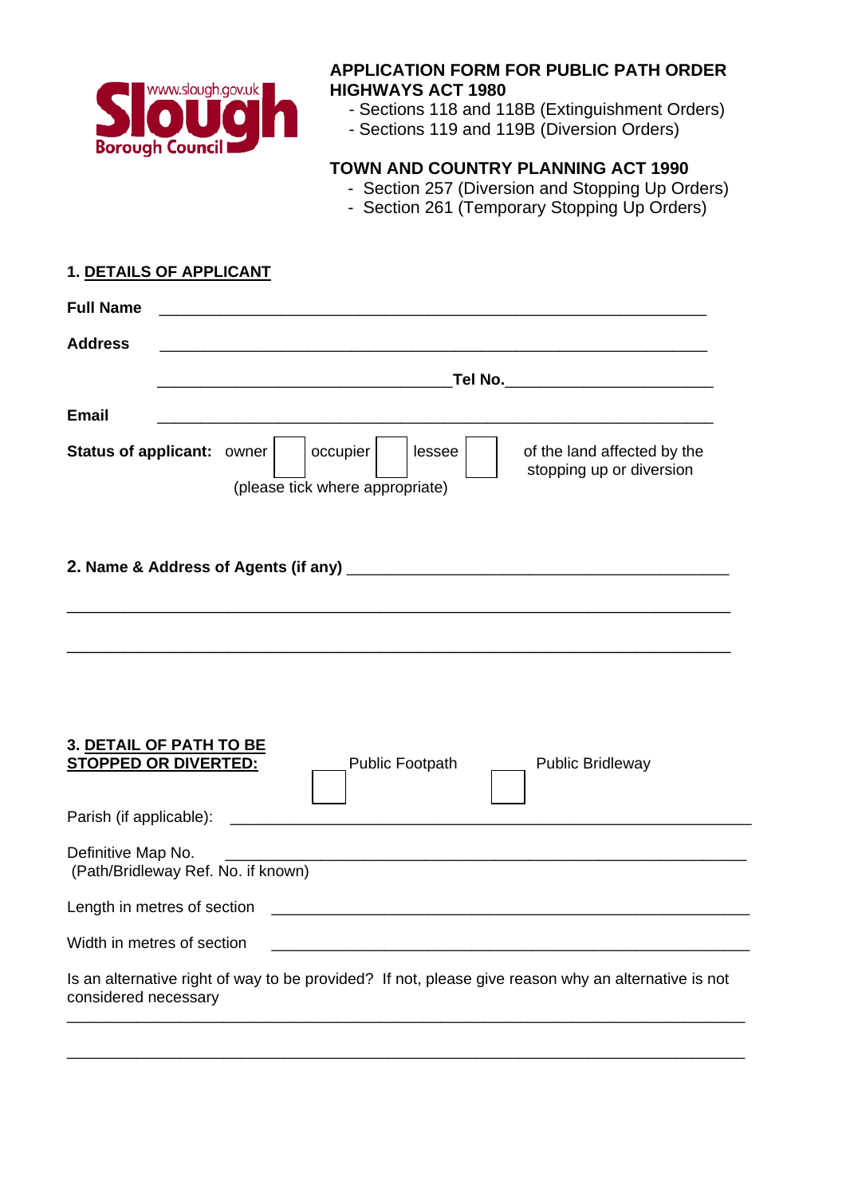Slough Borough Council
www.slough.gov.uk

# APPLICATION FORM FOR PUBLIC PATH ORDER HIGHWAYS ACT 1980

- Sections 118 and 118B (Extinguishment Orders)
- Sections 119 and 119B (Diversion Orders)

## TOWN AND COUNTRY PLANNING ACT 1990

- Section 257 (Diversion and Stopping Up Orders)
- Section 261 (Temporary Stopping Up Orders)

## 1. DETAILS OF APPLICANT

**Full Name** ____________________________________________________________

**Address** ____________________________________________________________

________________________________ **Tel No.** ______________________

**Email** ____________________________________________________________

**Status of applicant:** owner ☐ occupier ☐ lessee ☐ of the land affected by the stopping up or diversion

(please tick where appropriate)

## 2. Name & Address of Agents (if any) ________________________________________

______________________________________________________________________

______________________________________________________________________

## 3. DETAIL OF PATH TO BE STOPPED OR DIVERTED:

☐ Public Footpath ☐ Public Bridleway

Parish (if applicable): ____________________________________________________________

Definitive Map No. ____________________________________________________________
(Path/Bridleway Ref. No. if known)

Length in metres of section ______________________________________________________

Width in metres of section ______________________________________________________

Is an alternative right of way to be provided? If not, please give reason why an alternative is not considered necessary

______________________________________________________________________

______________________________________________________________________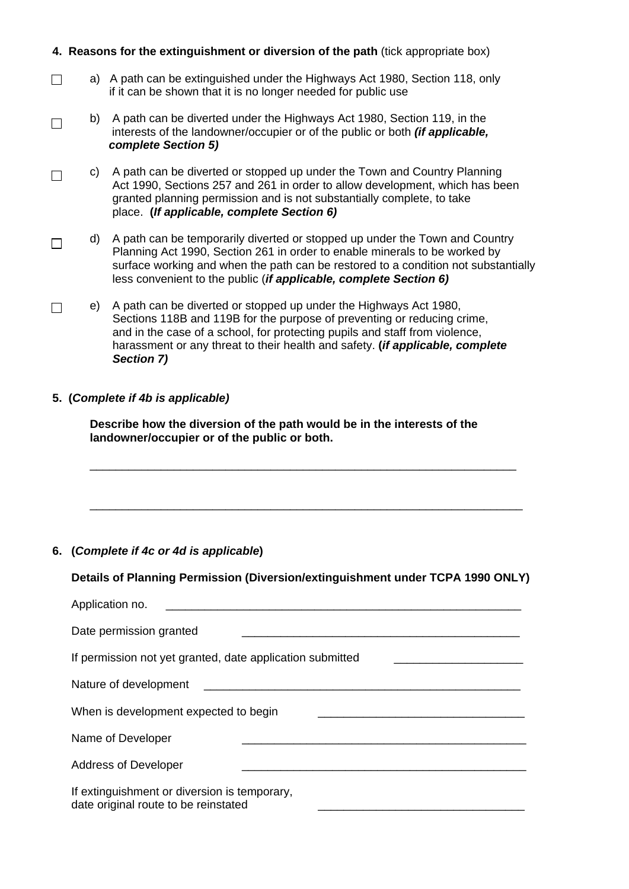**4. Reasons for the extinguishment or diversion of the path** (tick appropriate box)

☐ a) A path can be extinguished under the Highways Act 1980, Section 118, only if it can be shown that it is no longer needed for public use

☐ b) A path can be diverted under the Highways Act 1980, Section 119, in the interests of the landowner/occupier or of the public or both ***(if applicable, complete Section 5)***

☐ c) A path can be diverted or stopped up under the Town and Country Planning Act 1990, Sections 257 and 261 in order to allow development, which has been granted planning permission and is not substantially complete, to take place. **(*If applicable, complete Section 6)***

☐ d) A path can be temporarily diverted or stopped up under the Town and Country Planning Act 1990, Section 261 in order to enable minerals to be worked by surface working and when the path can be restored to a condition not substantially less convenient to the public (***if applicable, complete Section 6)***

☐ e) A path can be diverted or stopped up under the Highways Act 1980, Sections 118B and 119B for the purpose of preventing or reducing crime, and in the case of a school, for protecting pupils and staff from violence, harassment or any threat to their health and safety. **(*if applicable, complete Section 7)***

**5. (*Complete if 4b is applicable)***

**Describe how the diversion of the path would be in the interests of the landowner/occupier or of the public or both.**

______________________________________________________________________

______________________________________________________________________

**6. (*Complete if 4c or 4d is applicable*)**

**Details of Planning Permission (Diversion/extinguishment under TCPA 1990 ONLY)**

Application no. ____________________________________________

Date permission granted ____________________________________________

If permission not yet granted, date application submitted ____________________

Nature of development ____________________________________________

When is development expected to begin ________________________________

Name of Developer ____________________________________________

Address of Developer ____________________________________________

If extinguishment or diversion is temporary, date original route to be reinstated ________________________________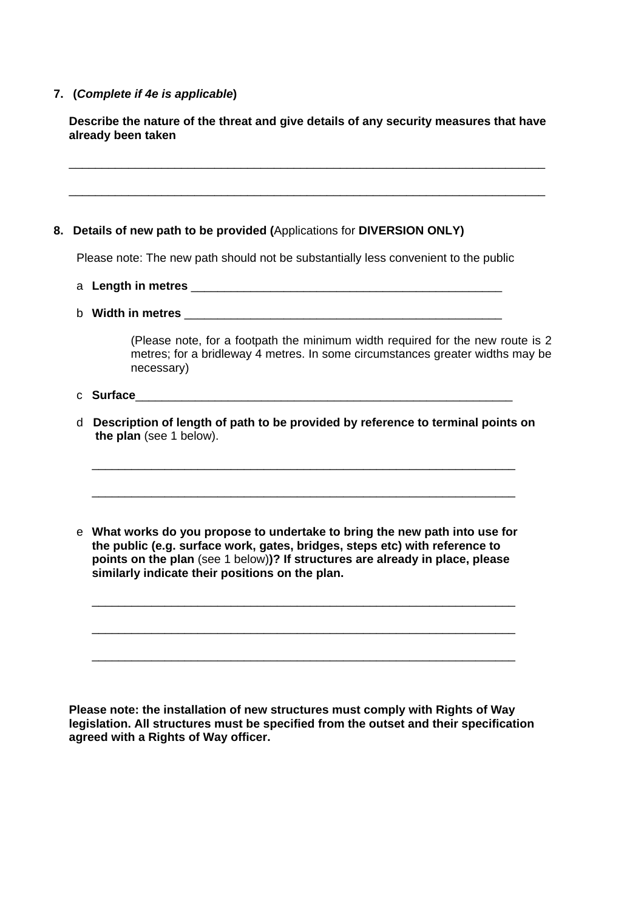**7. (*Complete if 4e is applicable*)**

**Describe the nature of the threat and give details of any security measures that have already been taken**

_______________________________________________________________________________

_______________________________________________________________________________

**8. Details of new path to be provided (**Applications for **DIVERSION ONLY)**

Please note: The new path should not be substantially less convenient to the public

a **Length in metres** _________________________________________________

b **Width in metres** __________________________________________________

(Please note, for a footpath the minimum width required for the new route is 2 metres; for a bridleway 4 metres. In some circumstances greater widths may be necessary)

c **Surface**____________________________________________________________

d **Description of length of path to be provided by reference to terminal points on the plan** (see 1 below).

____________________________________________________________________

____________________________________________________________________

e **What works do you propose to undertake to bring the new path into use for the public (e.g. surface work, gates, bridges, steps etc) with reference to points on the plan** (see 1 below)**)? If structures are already in place, please similarly indicate their positions on the plan.**

____________________________________________________________________

____________________________________________________________________

____________________________________________________________________

**Please note: the installation of new structures must comply with Rights of Way legislation. All structures must be specified from the outset and their specification agreed with a Rights of Way officer.**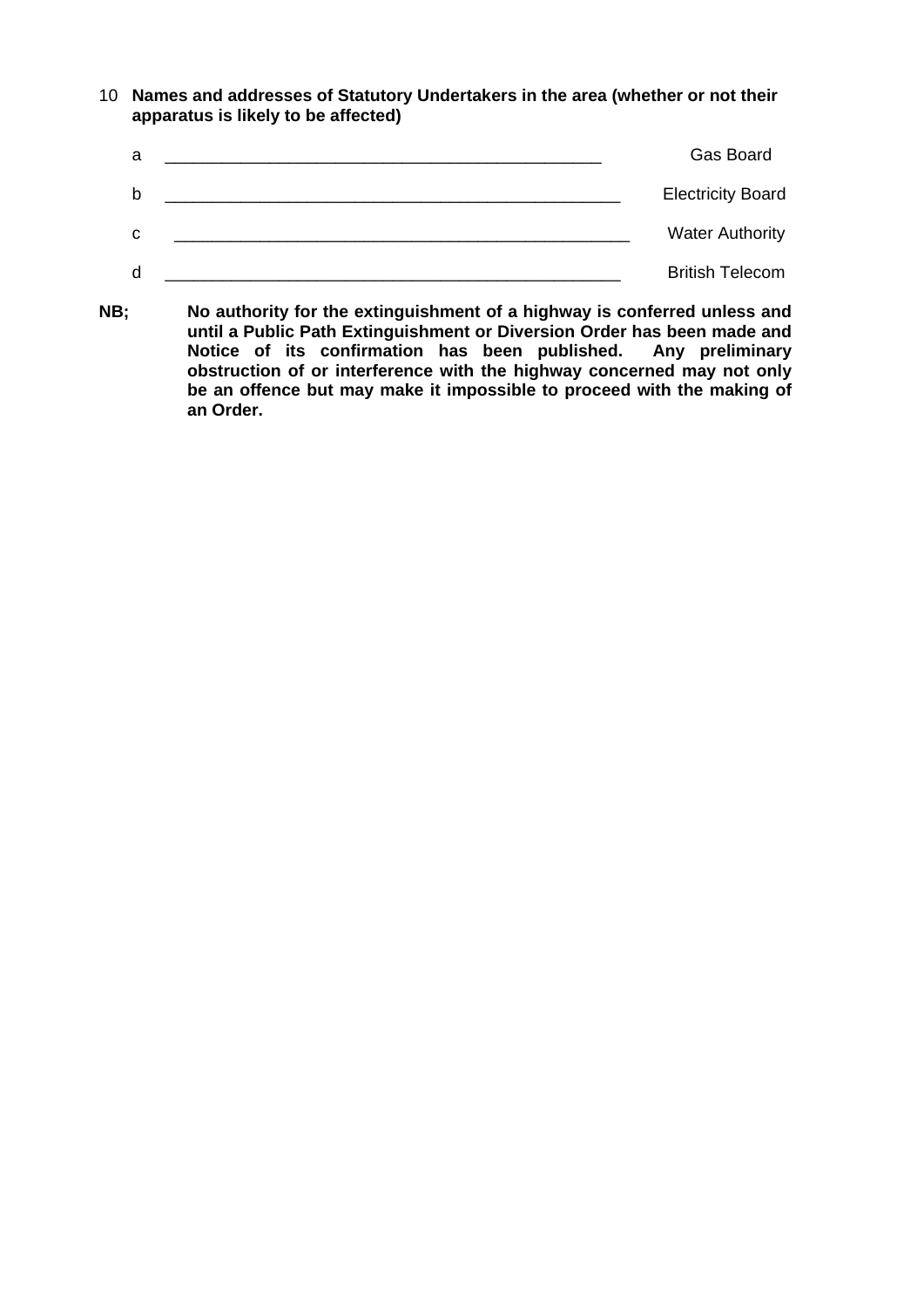10 **Names and addresses of Statutory Undertakers in the area (whether or not their apparatus is likely to be affected)**

a ______________________________________________ Gas Board

b ________________________________________________ Electricity Board

c ________________________________________________ Water Authority

d ________________________________________________ British Telecom

**NB;** **No authority for the extinguishment of a highway is conferred unless and until a Public Path Extinguishment or Diversion Order has been made and Notice of its confirmation has been published. Any preliminary obstruction of or interference with the highway concerned may not only be an offence but may make it impossible to proceed with the making of an Order.**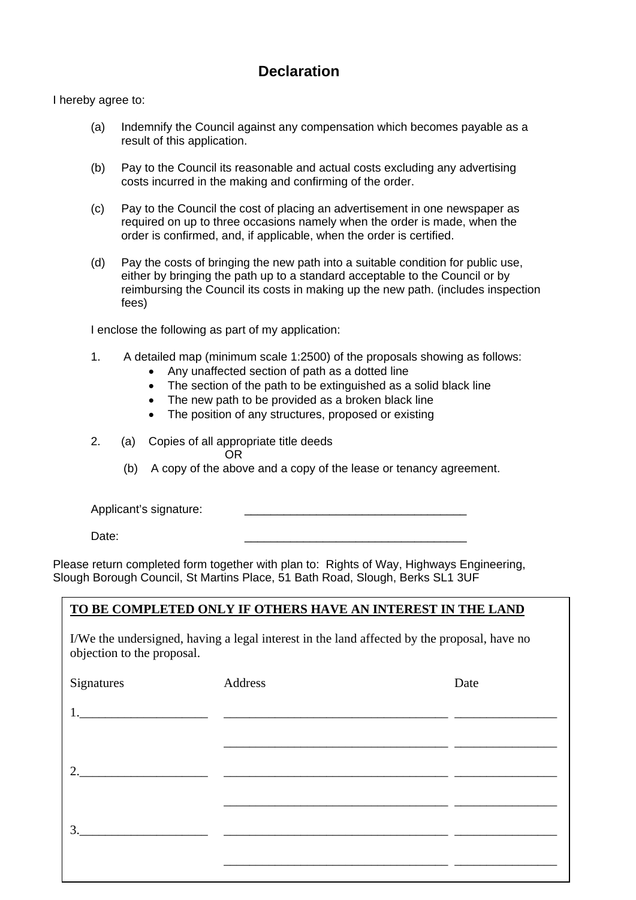## Declaration

I hereby agree to:

(a) Indemnify the Council against any compensation which becomes payable as a result of this application.

(b) Pay to the Council its reasonable and actual costs excluding any advertising costs incurred in the making and confirming of the order.

(c) Pay to the Council the cost of placing an advertisement in one newspaper as required on up to three occasions namely when the order is made, when the order is confirmed, and, if applicable, when the order is certified.

(d) Pay the costs of bringing the new path into a suitable condition for public use, either by bringing the path up to a standard acceptable to the Council or by reimbursing the Council its costs in making up the new path. (includes inspection fees)

I enclose the following as part of my application:

1. A detailed map (minimum scale 1:2500) of the proposals showing as follows:
   - Any unaffected section of path as a dotted line
   - The section of the path to be extinguished as a solid black line
   - The new path to be provided as a broken black line
   - The position of any structures, proposed or existing

2. (a) Copies of all appropriate title deeds

   OR

   (b) A copy of the above and a copy of the lease or tenancy agreement.

Applicant's signature: ___________________________________

Date: ___________________________________

Please return completed form together with plan to: Rights of Way, Highways Engineering, Slough Borough Council, St Martins Place, 51 Bath Road, Slough, Berks SL1 3UF

**TO BE COMPLETED ONLY IF OTHERS HAVE AN INTEREST IN THE LAND**

I/We the undersigned, having a legal interest in the land affected by the proposal, have no objection to the proposal.

| Signatures | Address | Date |
|---|---|---|
| 1.____________________ | ___________________________________ | ________________ |
| | ___________________________________ | ________________ |
| 2.____________________ | ___________________________________ | ________________ |
| | ___________________________________ | ________________ |
| 3.____________________ | ___________________________________ | ________________ |
| | ___________________________________ | ________________ |